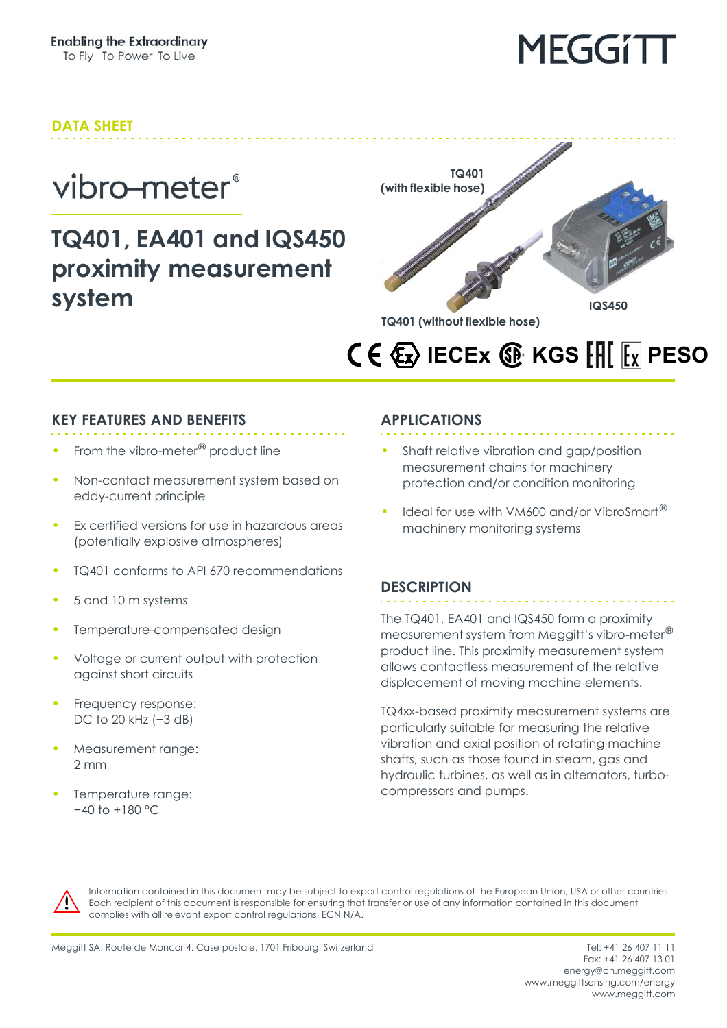Enabling the Extraordinary
To Fly To Power To Live

MEGGiTT

DATA SHEET

vibro-meter®

# TQ401, EA401 and IQS450 proximity measurement system

TQ401 (with flexible hose)

IQS450

TQ401 (without flexible hose)

CE IECEx KGS EAC PESO

## KEY FEATURES AND BENEFITS

- From the vibro-meter® product line
- Non-contact measurement system based on eddy-current principle
- Ex certified versions for use in hazardous areas (potentially explosive atmospheres)
- TQ401 conforms to API 670 recommendations
- 5 and 10 m systems
- Temperature-compensated design
- Voltage or current output with protection against short circuits
- Frequency response: DC to 20 kHz (−3 dB)
- Measurement range: 2 mm
- Temperature range: −40 to +180 °C

## APPLICATIONS

- Shaft relative vibration and gap/position measurement chains for machinery protection and/or condition monitoring
- Ideal for use with VM600 and/or VibroSmart® machinery monitoring systems

## DESCRIPTION

The TQ401, EA401 and IQS450 form a proximity measurement system from Meggitt's vibro-meter® product line. This proximity measurement system allows contactless measurement of the relative displacement of moving machine elements.

TQ4xx-based proximity measurement systems are particularly suitable for measuring the relative vibration and axial position of rotating machine shafts, such as those found in steam, gas and hydraulic turbines, as well as in alternators, turbo-compressors and pumps.

Information contained in this document may be subject to export control regulations of the European Union, USA or other countries. Each recipient of this document is responsible for ensuring that transfer or use of any information contained in this document complies with all relevant export control regulations. ECN N/A.

Meggitt SA, Route de Moncor 4, Case postale, 1701 Fribourg, Switzerland

Tel: +41 26 407 11 11
Fax: +41 26 407 13 01
energy@ch.meggitt.com
www.meggittsensing.com/energy
www.meggitt.com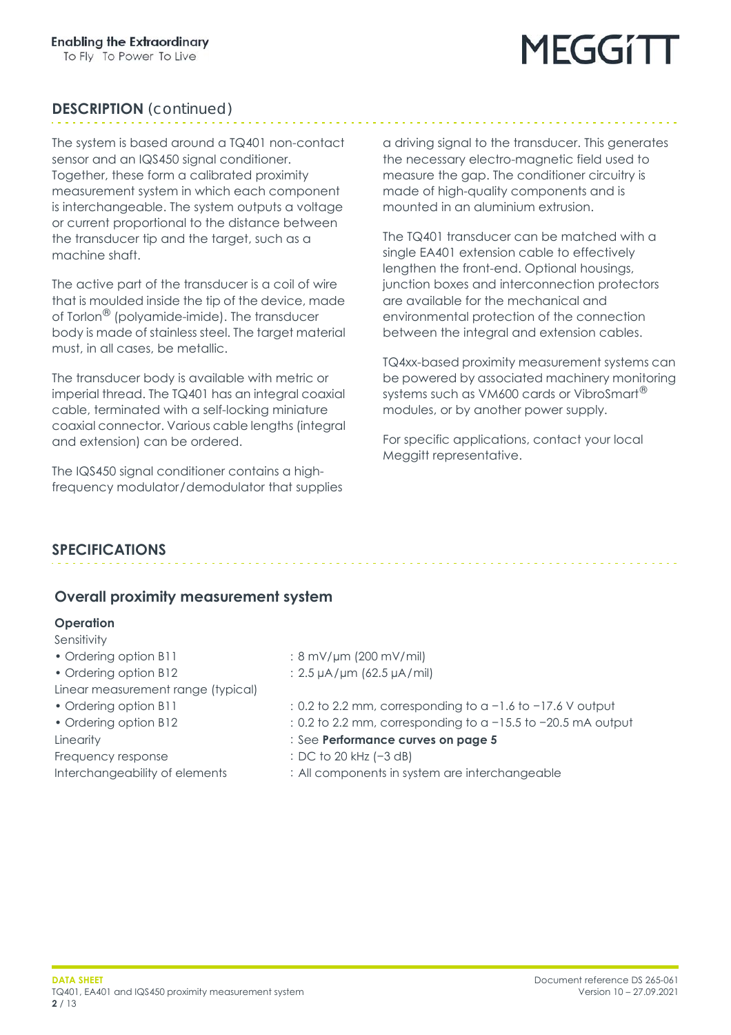## DESCRIPTION (continued)

The system is based around a TQ401 non-contact sensor and an IQS450 signal conditioner. Together, these form a calibrated proximity measurement system in which each component is interchangeable. The system outputs a voltage or current proportional to the distance between the transducer tip and the target, such as a machine shaft.

The active part of the transducer is a coil of wire that is moulded inside the tip of the device, made of Torlon® (polyamide-imide). The transducer body is made of stainless steel. The target material must, in all cases, be metallic.

The transducer body is available with metric or imperial thread. The TQ401 has an integral coaxial cable, terminated with a self-locking miniature coaxial connector. Various cable lengths (integral and extension) can be ordered.

The IQS450 signal conditioner contains a high-frequency modulator/demodulator that supplies a driving signal to the transducer. This generates the necessary electro-magnetic field used to measure the gap. The conditioner circuitry is made of high-quality components and is mounted in an aluminium extrusion.

The TQ401 transducer can be matched with a single EA401 extension cable to effectively lengthen the front-end. Optional housings, junction boxes and interconnection protectors are available for the mechanical and environmental protection of the connection between the integral and extension cables.

TQ4xx-based proximity measurement systems can be powered by associated machinery monitoring systems such as VM600 cards or VibroSmart® modules, or by another power supply.

For specific applications, contact your local Meggitt representative.

## SPECIFICATIONS

### Overall proximity measurement system

#### Operation

Sensitivity
- Ordering option B11 : 8 mV/µm (200 mV/mil)
- Ordering option B12 : 2.5 µA/µm (62.5 µA/mil)

Linear measurement range (typical)
- Ordering option B11 : 0.2 to 2.2 mm, corresponding to a −1.6 to −17.6 V output
- Ordering option B12 : 0.2 to 2.2 mm, corresponding to a −15.5 to −20.5 mA output

Linearity : See **Performance curves on page 5**

Frequency response : DC to 20 kHz (−3 dB)

Interchangeability of elements : All components in system are interchangeable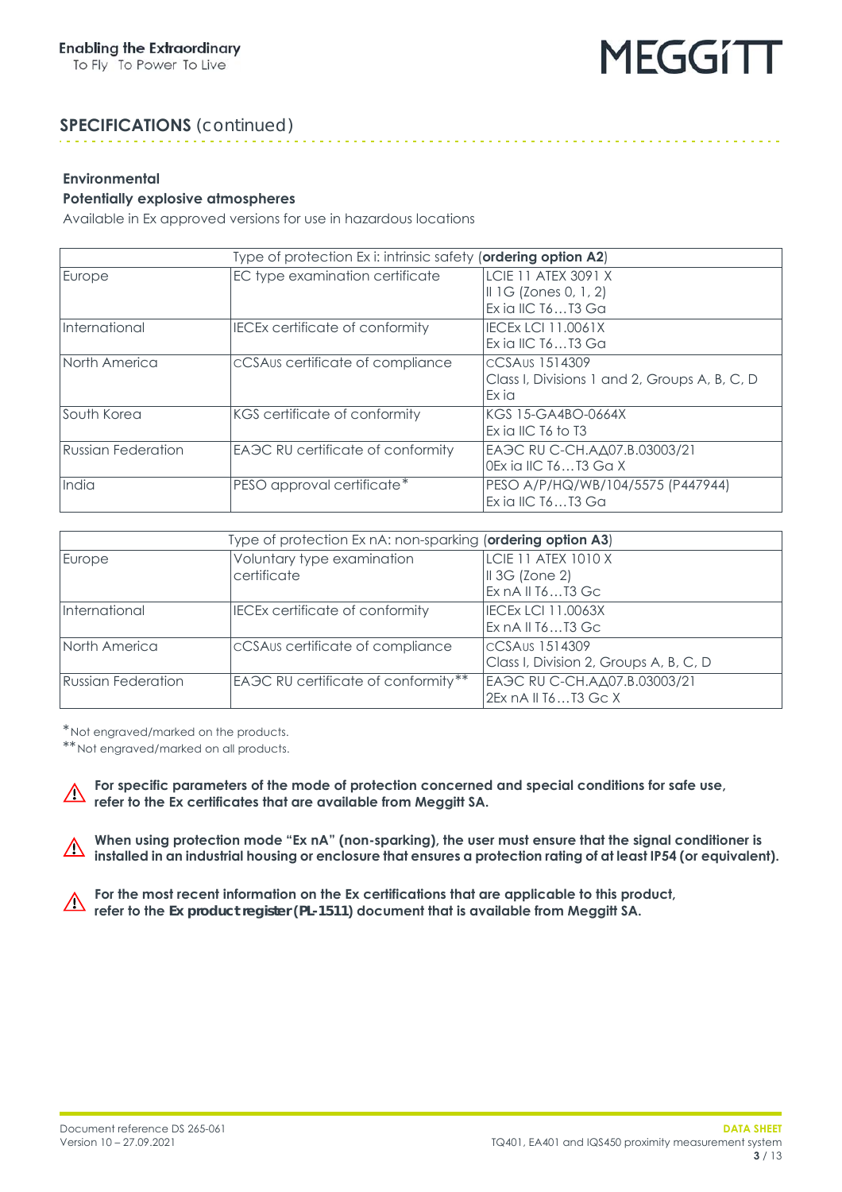## SPECIFICATIONS (continued)

**Environmental**

**Potentially explosive atmospheres**

Available in Ex approved versions for use in hazardous locations

| Type of protection Ex i: intrinsic safety (**ordering option A2**) | | |
|---|---|---|
| Europe | EC type examination certificate | LCIE 11 ATEX 3091 X<br>II 1G (Zones 0, 1, 2)<br>Ex ia IIC T6…T3 Ga |
| International | IECEx certificate of conformity | IECEx LCI 11.0061X<br>Ex ia IIC T6…T3 Ga |
| North America | cCSAus certificate of compliance | cCSAus 1514309<br>Class I, Divisions 1 and 2, Groups A, B, C, D<br>Ex ia |
| South Korea | KGS certificate of conformity | KGS 15-GA4BO-0664X<br>Ex ia IIC T6 to T3 |
| Russian Federation | EAЭC RU certificate of conformity | EAЭC RU C-CH.AД07.B.03003/21<br>0Ex ia IIC T6…T3 Ga X |
| India | PESO approval certificate* | PESO A/P/HQ/WB/104/5575 (P447944)<br>Ex ia IIC T6…T3 Ga |

| Type of protection Ex nA: non-sparking (**ordering option A3**) | | |
|---|---|---|
| Europe | Voluntary type examination certificate | LCIE 11 ATEX 1010 X<br>II 3G (Zone 2)<br>Ex nA II T6…T3 Gc |
| International | IECEx certificate of conformity | IECEx LCI 11.0063X<br>Ex nA II T6…T3 Gc |
| North America | cCSAus certificate of compliance | cCSAus 1514309<br>Class I, Division 2, Groups A, B, C, D |
| Russian Federation | EAЭC RU certificate of conformity** | EAЭC RU C-CH.AД07.B.03003/21<br>2Ex nA II T6…T3 Gc X |

*Not engraved/marked on the products.

**Not engraved/marked on all products.

⚠ **For specific parameters of the mode of protection concerned and special conditions for safe use, refer to the Ex certificates that are available from Meggitt SA.**

⚠ **When using protection mode "Ex nA" (non-sparking), the user must ensure that the signal conditioner is installed in an industrial housing or enclosure that ensures a protection rating of at least IP54 (or equivalent).**

⚠ **For the most recent information on the Ex certifications that are applicable to this product, refer to the Ex product register (PL-1511) document that is available from Meggitt SA.**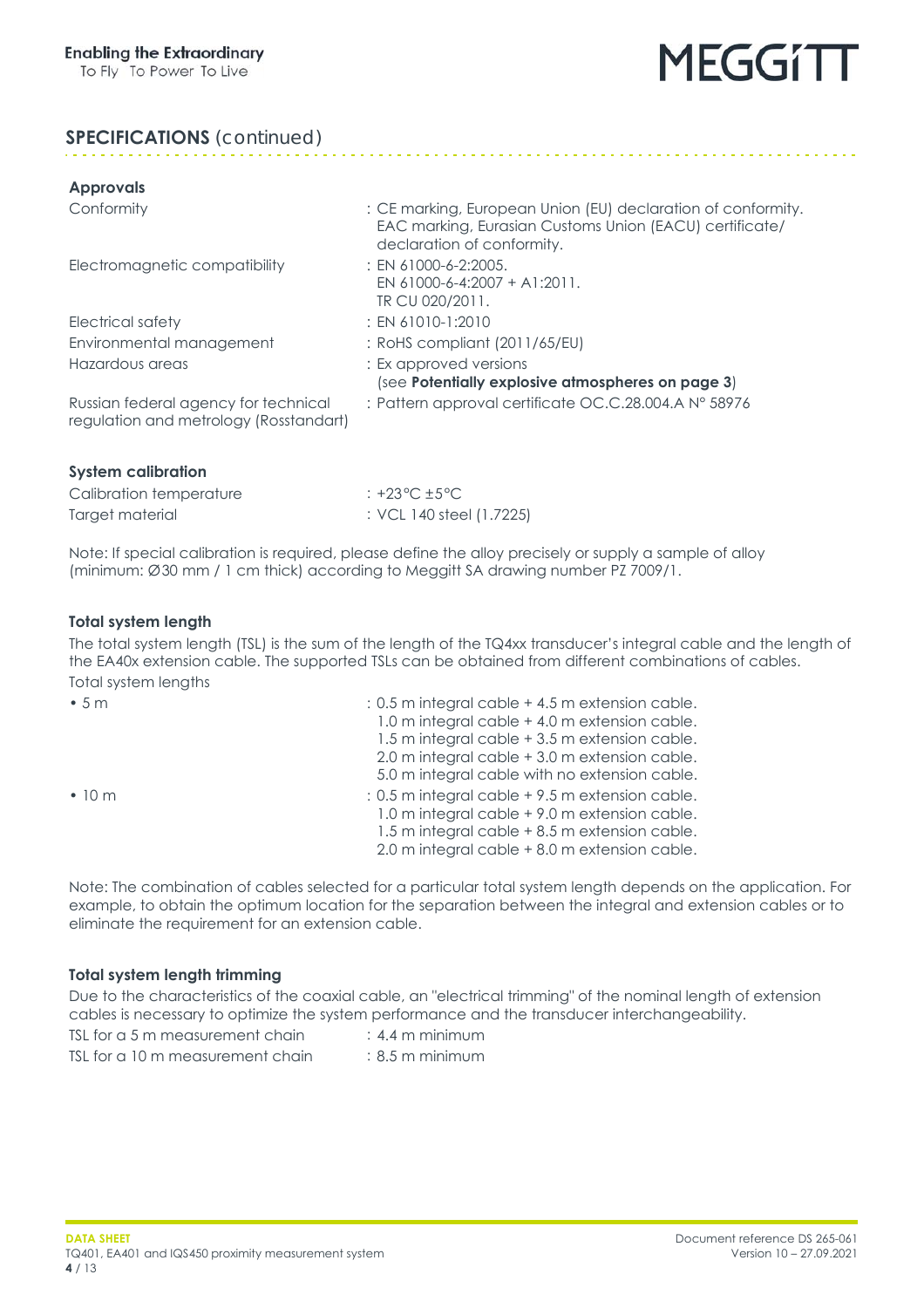## SPECIFICATIONS (continued)

### Approvals

| | |
|---|---|
| Conformity | : CE marking, European Union (EU) declaration of conformity. EAC marking, Eurasian Customs Union (EACU) certificate/ declaration of conformity. |
| Electromagnetic compatibility | : EN 61000-6-2:2005. EN 61000-6-4:2007 + A1:2011. TR CU 020/2011. |
| Electrical safety | : EN 61010-1:2010 |
| Environmental management | : RoHS compliant (2011/65/EU) |
| Hazardous areas | : Ex approved versions (see **Potentially explosive atmospheres on page 3**) |
| Russian federal agency for technical regulation and metrology (Rosstandart) | : Pattern approval certificate OC.C.28.004.A N° 58976 |

### System calibration

| | |
|---|---|
| Calibration temperature | : +23°C ±5°C |
| Target material | : VCL 140 steel (1.7225) |

Note: If special calibration is required, please define the alloy precisely or supply a sample of alloy (minimum: Ø30 mm / 1 cm thick) according to Meggitt SA drawing number PZ 7009/1.

### Total system length

The total system length (TSL) is the sum of the length of the TQ4xx transducer's integral cable and the length of the EA40x extension cable. The supported TSLs can be obtained from different combinations of cables.

Total system lengths

| | |
|---|---|
| • 5 m | : 0.5 m integral cable + 4.5 m extension cable. 1.0 m integral cable + 4.0 m extension cable. 1.5 m integral cable + 3.5 m extension cable. 2.0 m integral cable + 3.0 m extension cable. 5.0 m integral cable with no extension cable. |
| • 10 m | : 0.5 m integral cable + 9.5 m extension cable. 1.0 m integral cable + 9.0 m extension cable. 1.5 m integral cable + 8.5 m extension cable. 2.0 m integral cable + 8.0 m extension cable. |

Note: The combination of cables selected for a particular total system length depends on the application. For example, to obtain the optimum location for the separation between the integral and extension cables or to eliminate the requirement for an extension cable.

### Total system length trimming

Due to the characteristics of the coaxial cable, an "electrical trimming" of the nominal length of extension cables is necessary to optimize the system performance and the transducer interchangeability.

| | |
|---|---|
| TSL for a 5 m measurement chain | : 4.4 m minimum |
| TSL for a 10 m measurement chain | : 8.5 m minimum |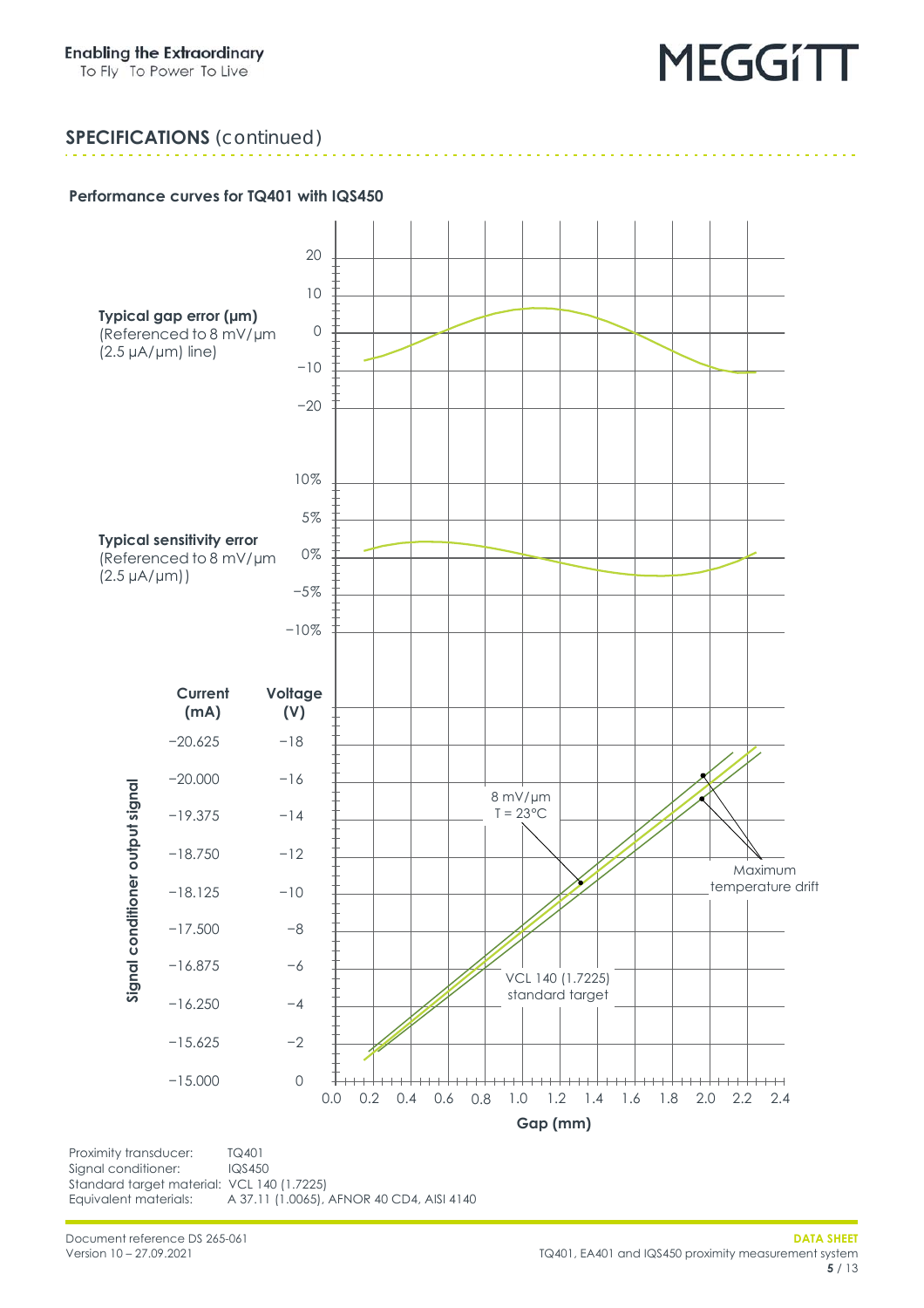## SPECIFICATIONS (continued)

### Performance curves for TQ401 with IQS450

**Typical gap error (µm)**
(Referenced to 8 mV/µm (2.5 µA/µm) line)

**Typical sensitivity error**
(Referenced to 8 mV/µm (2.5 µA/µm))

| Current (mA) | Voltage (V) |
|---|---|
| −20.625 | −18 |
| −20.000 | −16 |
| −19.375 | −14 |
| −18.750 | −12 |
| −18.125 | −10 |
| −17.500 | −8 |
| −16.875 | −6 |
| −16.250 | −4 |
| −15.625 | −2 |
| −15.000 | 0 |

Signal conditioner output signal

8 mV/µm
T = 23°C

Maximum temperature drift

VCL 140 (1.7225) standard target

Gap (mm)

Proximity transducer: TQ401
Signal conditioner: IQS450
Standard target material: VCL 140 (1.7225)
Equivalent materials: A 37.11 (1.0065), AFNOR 40 CD4, AISI 4140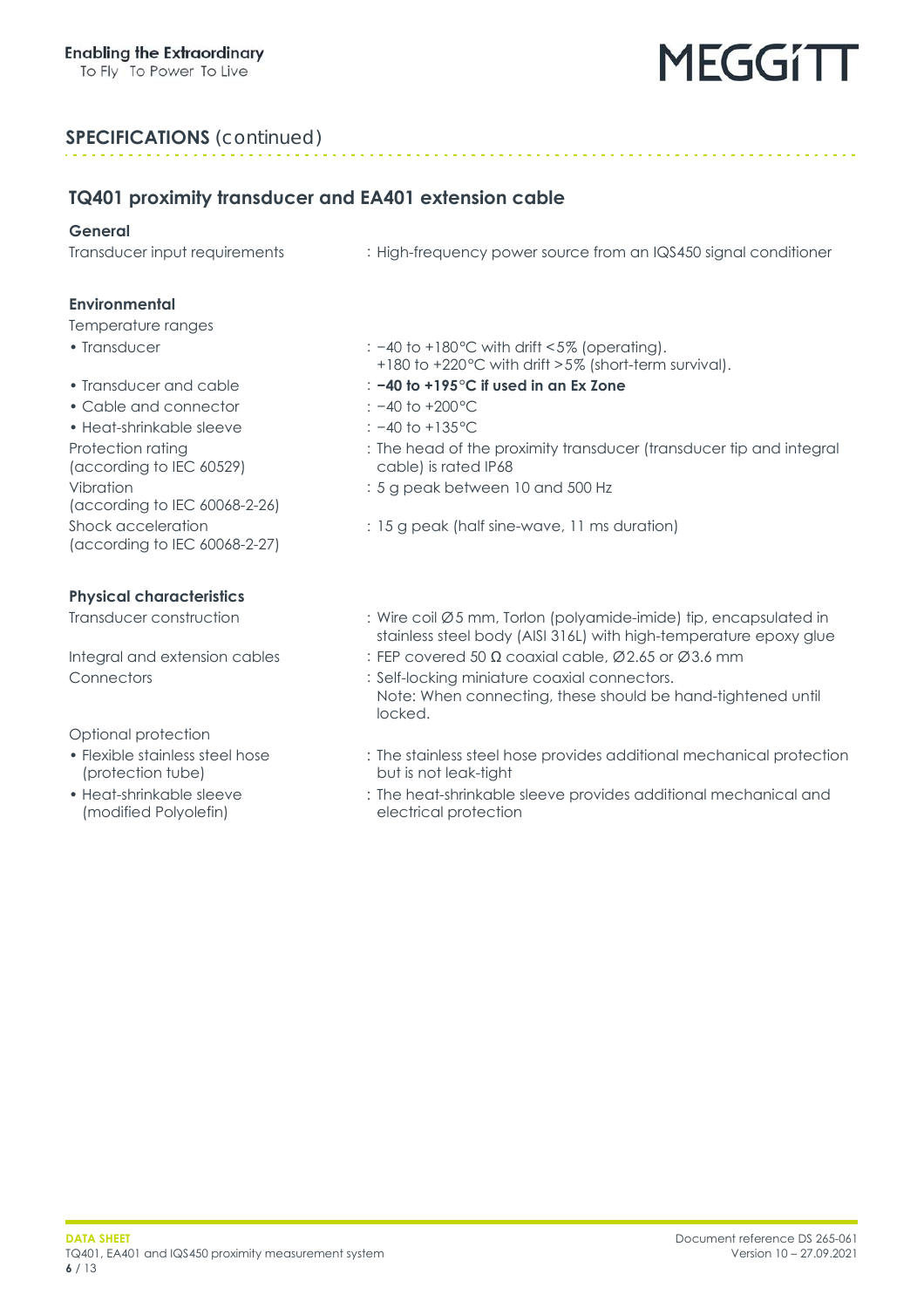## SPECIFICATIONS (continued)

### TQ401 proximity transducer and EA401 extension cable

**General**

| | |
|---|---|
| Transducer input requirements | : High-frequency power source from an IQS450 signal conditioner |

**Environmental**

| | |
|---|---|
| Temperature ranges | |
| • Transducer | : −40 to +180°C with drift <5% (operating).<br>+180 to +220°C with drift >5% (short-term survival). |
| • Transducer and cable | : **−40 to +195°C if used in an Ex Zone** |
| • Cable and connector | : −40 to +200°C |
| • Heat-shrinkable sleeve | : −40 to +135°C |
| Protection rating (according to IEC 60529) | : The head of the proximity transducer (transducer tip and integral cable) is rated IP68 |
| Vibration (according to IEC 60068-2-26) | : 5 g peak between 10 and 500 Hz |
| Shock acceleration (according to IEC 60068-2-27) | : 15 g peak (half sine-wave, 11 ms duration) |

**Physical characteristics**

| | |
|---|---|
| Transducer construction | : Wire coil Ø5 mm, Torlon (polyamide-imide) tip, encapsulated in stainless steel body (AISI 316L) with high-temperature epoxy glue |
| Integral and extension cables | : FEP covered 50 Ω coaxial cable, Ø2.65 or Ø3.6 mm |
| Connectors | : Self-locking miniature coaxial connectors.<br>Note: When connecting, these should be hand-tightened until locked. |
| Optional protection | |
| • Flexible stainless steel hose (protection tube) | : The stainless steel hose provides additional mechanical protection but is not leak-tight |
| • Heat-shrinkable sleeve (modified Polyolefin) | : The heat-shrinkable sleeve provides additional mechanical and electrical protection |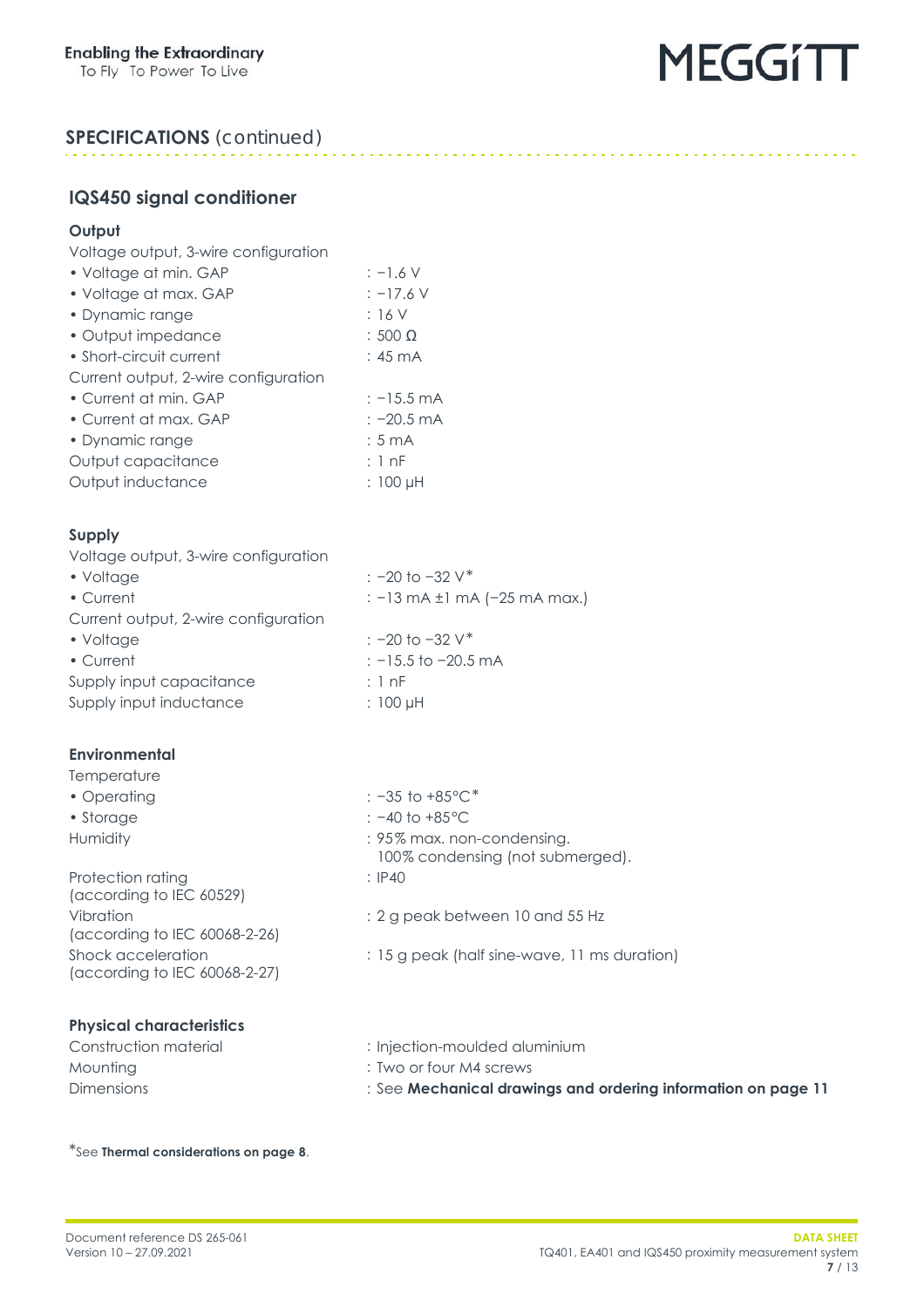## SPECIFICATIONS (continued)

### IQS450 signal conditioner

#### Output

Voltage output, 3-wire configuration

- Voltage at min. GAP : −1.6 V
- Voltage at max. GAP : −17.6 V
- Dynamic range : 16 V
- Output impedance : 500 Ω
- Short-circuit current : 45 mA

Current output, 2-wire configuration

- Current at min. GAP : −15.5 mA
- Current at max. GAP : −20.5 mA
- Dynamic range : 5 mA

Output capacitance : 1 nF

Output inductance : 100 µH

#### Supply

Voltage output, 3-wire configuration

- Voltage : −20 to −32 V*
- Current : −13 mA ±1 mA (−25 mA max.)

Current output, 2-wire configuration

- Voltage : −20 to −32 V*
- Current : −15.5 to −20.5 mA

Supply input capacitance : 1 nF

Supply input inductance : 100 µH

#### Environmental

Temperature

- Operating : −35 to +85°C*
- Storage : −40 to +85°C

Humidity : 95% max. non-condensing. 100% condensing (not submerged).

Protection rating (according to IEC 60529) : IP40

Vibration (according to IEC 60068-2-26) : 2 g peak between 10 and 55 Hz

Shock acceleration (according to IEC 60068-2-27) : 15 g peak (half sine-wave, 11 ms duration)

#### Physical characteristics

Construction material : Injection-moulded aluminium

Mounting : Two or four M4 screws

Dimensions : See **Mechanical drawings and ordering information on page 11**

*See **Thermal considerations on page 8**.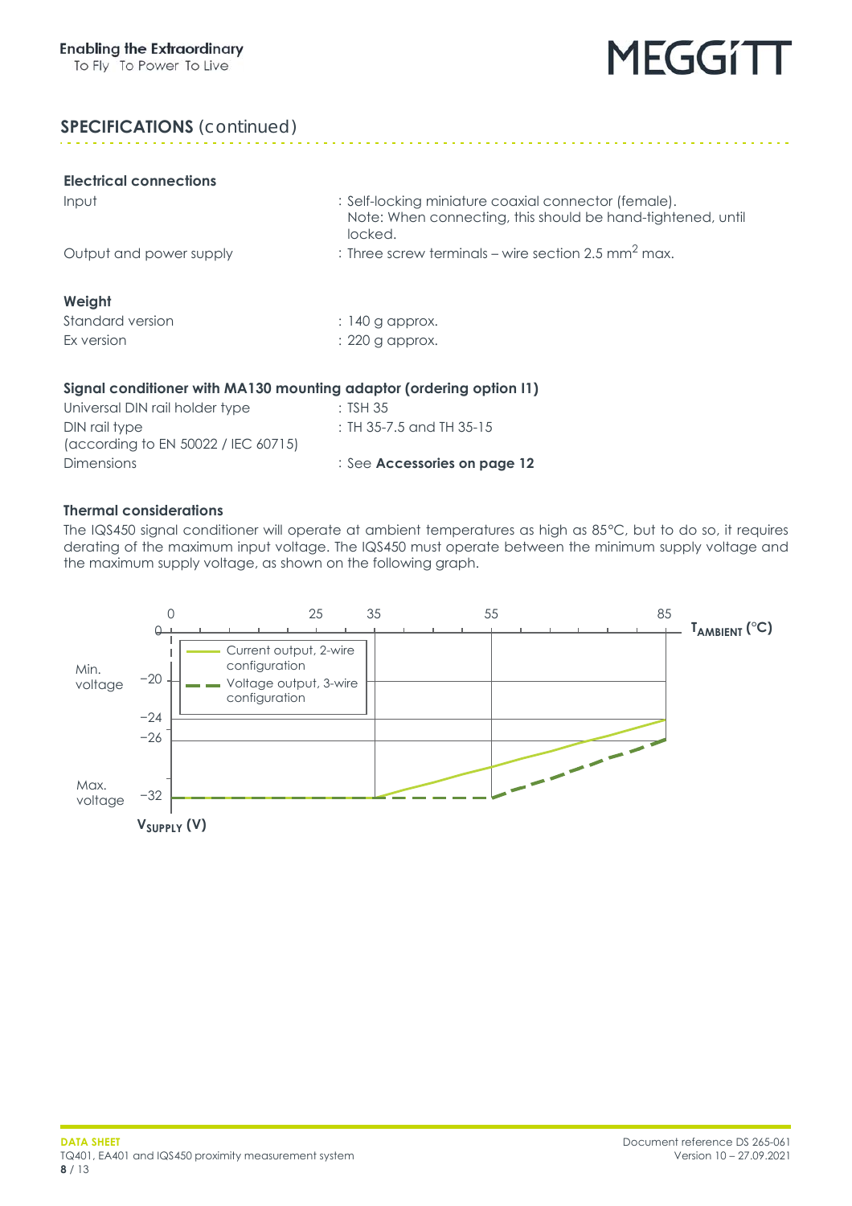## SPECIFICATIONS (continued)

### Electrical connections

| | |
|---|---|
| Input | : Self-locking miniature coaxial connector (female). Note: When connecting, this should be hand-tightened, until locked. |
| Output and power supply | : Three screw terminals – wire section 2.5 mm$^2$ max. |

### Weight

| | |
|---|---|
| Standard version | : 140 g approx. |
| Ex version | : 220 g approx. |

### Signal conditioner with MA130 mounting adaptor (ordering option I1)

| | |
|---|---|
| Universal DIN rail holder type | : TSH 35 |
| DIN rail type (according to EN 50022 / IEC 60715) | : TH 35-7.5 and TH 35-15 |
| Dimensions | : See **Accessories on page 12** |

### Thermal considerations

The IQS450 signal conditioner will operate at ambient temperatures as high as 85°C, but to do so, it requires derating of the maximum input voltage. The IQS450 must operate between the minimum supply voltage and the maximum supply voltage, as shown on the following graph.

$T_{AMBIENT}$ (°C): 0, 25, 35, 55, 85

$V_{SUPPLY}$ (V): 0, −20, −24, −26, −32

Min. voltage

Max. voltage

Current output, 2-wire configuration

Voltage output, 3-wire configuration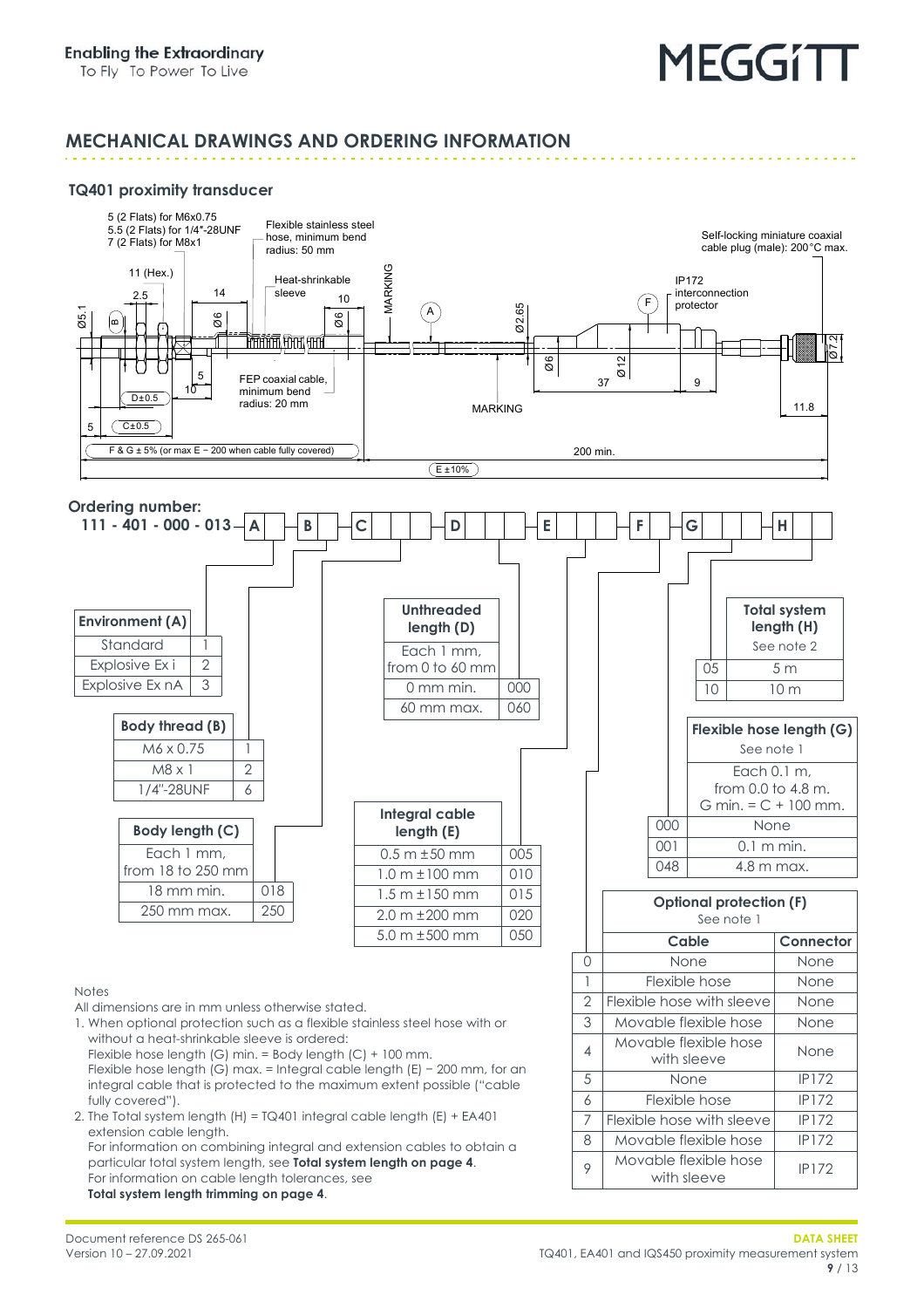## MECHANICAL DRAWINGS AND ORDERING INFORMATION

### TQ401 proximity transducer

5 (2 Flats) for M6x0.75
5.5 (2 Flats) for 1/4"-28UNF
7 (2 Flats) for M8x1

Flexible stainless steel hose, minimum bend radius: 50 mm

Self-locking miniature coaxial cable plug (male): 200°C max.

11 (Hex.) 2.5 14 Heat-shrinkable sleeve 10 MARKING A Ø2.65 F IP172 interconnection protector

Ø5.1 B Ø6 Ø6 Ø6 Ø12 Ø7.2

5 10 FEP coaxial cable, minimum bend radius: 20 mm 37 9 MARKING 11.8

D±0.5

5 C±0.5

F & G ± 5% (or max E − 200 when cable fully covered) 200 min.

E ±10%

### Ordering number:

**111 - 401 - 000 - 013 – A – B – C C C – D D D – E E E – F – G G G – H H**

| Environment (A) | |
|---|---|
| Standard | 1 |
| Explosive Ex i | 2 |
| Explosive Ex nA | 3 |

| Body thread (B) | |
|---|---|
| M6 x 0.75 | 1 |
| M8 x 1 | 2 |
| 1/4"-28UNF | 6 |

| Body length (C) | |
|---|---|
| Each 1 mm, from 18 to 250 mm | |
| 18 mm min. | 018 |
| 250 mm max. | 250 |

| Unthreaded length (D) | |
|---|---|
| Each 1 mm, from 0 to 60 mm | |
| 0 mm min. | 000 |
| 60 mm max. | 060 |

| Integral cable length (E) | |
|---|---|
| 0.5 m ±50 mm | 005 |
| 1.0 m ±100 mm | 010 |
| 1.5 m ±150 mm | 015 |
| 2.0 m ±200 mm | 020 |
| 5.0 m ±500 mm | 050 |

| | Optional protection (F) See note 1 | |
|---|---|---|
| | Cable | Connector |
| 0 | None | None |
| 1 | Flexible hose | None |
| 2 | Flexible hose with sleeve | None |
| 3 | Movable flexible hose | None |
| 4 | Movable flexible hose with sleeve | None |
| 5 | None | IP172 |
| 6 | Flexible hose | IP172 |
| 7 | Flexible hose with sleeve | IP172 |
| 8 | Movable flexible hose | IP172 |
| 9 | Movable flexible hose with sleeve | IP172 |

| | Flexible hose length (G) See note 1 |
|---|---|
| | Each 0.1 m, from 0.0 to 4.8 m. G min. = C + 100 mm. |
| 000 | None |
| 001 | 0.1 m min. |
| 048 | 4.8 m max. |

| | Total system length (H) See note 2 |
|---|---|
| 05 | 5 m |
| 10 | 10 m |

Notes

All dimensions are in mm unless otherwise stated.

1. When optional protection such as a flexible stainless steel hose with or without a heat-shrinkable sleeve is ordered:
   Flexible hose length (G) min. = Body length (C) + 100 mm.
   Flexible hose length (G) max. = Integral cable length (E) − 200 mm, for an integral cable that is protected to the maximum extent possible ("cable fully covered").
2. The Total system length (H) = TQ401 integral cable length (E) + EA401 extension cable length.
   For information on combining integral and extension cables to obtain a particular total system length, see **Total system length on page 4**.
   For information on cable length tolerances, see **Total system length trimming on page 4**.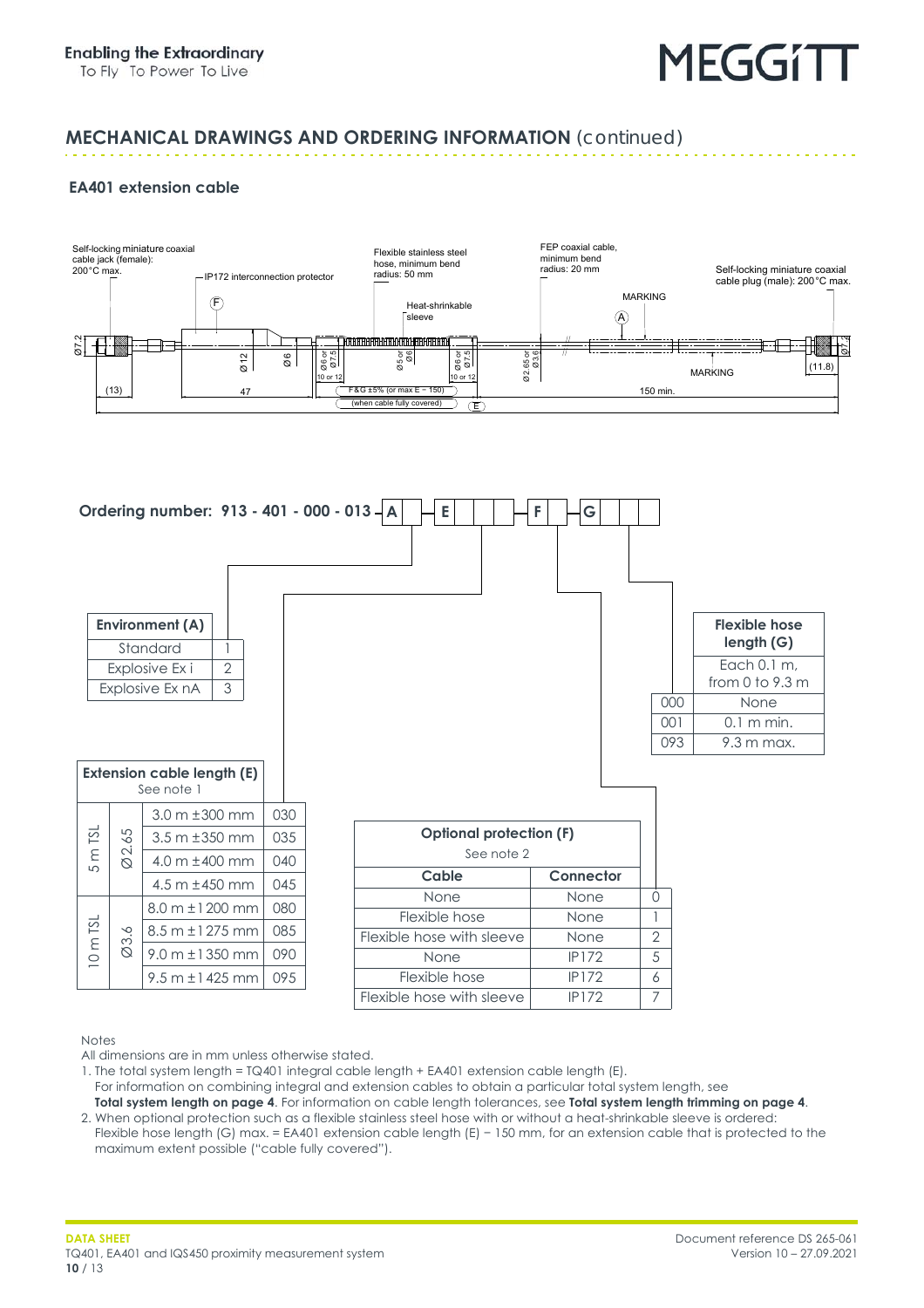Enabling the Extraordinary
To Fly To Power To Live

## MECHANICAL DRAWINGS AND ORDERING INFORMATION (continued)

### EA401 extension cable

Self-locking miniature coaxial cable jack (female): 200°C max.

IP172 interconnection protector (F)

Flexible stainless steel hose, minimum bend radius: 50 mm

Heat-shrinkable sleeve

FEP coaxial cable, minimum bend radius: 20 mm

MARKING (A)

Self-locking miniature coaxial cable plug (male): 200°C max.

Ø7.2 (13) Ø12 47 Ø6 Ø6 or Ø7.5 10 or 12 Ø5 or Ø6 Ø6 or Ø7.5 10 or 12 Ø2.65 or Ø3.6 F&G ±5% (or max E − 150) (when cable fully covered) E 150 min. MARKING (11.8) Ø7

**Ordering number: 913 - 401 - 000 - 013 - A - E - F - G**

| Environment (A) | |
|---|---|
| Standard | 1 |
| Explosive Ex i | 2 |
| Explosive Ex nA | 3 |

Extension cable length (E) — See note 1

| TSL | Diameter | Extension cable length (E) | Code |
|---|---|---|---|
| 5 m TSL | Ø2.65 | 3.0 m ±300 mm | 030 |
| | | 3.5 m ±350 mm | 035 |
| | | 4.0 m ±400 mm | 040 |
| | | 4.5 m ±450 mm | 045 |
| 10 m TSL | Ø3.6 | 8.0 m ±1 200 mm | 080 |
| | | 8.5 m ±1 275 mm | 085 |
| | | 9.0 m ±1 350 mm | 090 |
| | | 9.5 m ±1 425 mm | 095 |

Optional protection (F) — See note 2

| Cable | Connector | Code |
|---|---|---|
| None | None | 0 |
| Flexible hose | None | 1 |
| Flexible hose with sleeve | None | 2 |
| None | IP172 | 5 |
| Flexible hose | IP172 | 6 |
| Flexible hose with sleeve | IP172 | 7 |

| Code | Flexible hose length (G) — Each 0.1 m, from 0 to 9.3 m |
|---|---|
| 000 | None |
| 001 | 0.1 m min. |
| 093 | 9.3 m max. |

Notes

All dimensions are in mm unless otherwise stated.

1. The total system length = TQ401 integral cable length + EA401 extension cable length (E).
   For information on combining integral and extension cables to obtain a particular total system length, see **Total system length on page 4**. For information on cable length tolerances, see **Total system length trimming on page 4**.
2. When optional protection such as a flexible stainless steel hose with or without a heat-shrinkable sleeve is ordered:
   Flexible hose length (G) max. = EA401 extension cable length (E) − 150 mm, for an extension cable that is protected to the maximum extent possible ("cable fully covered").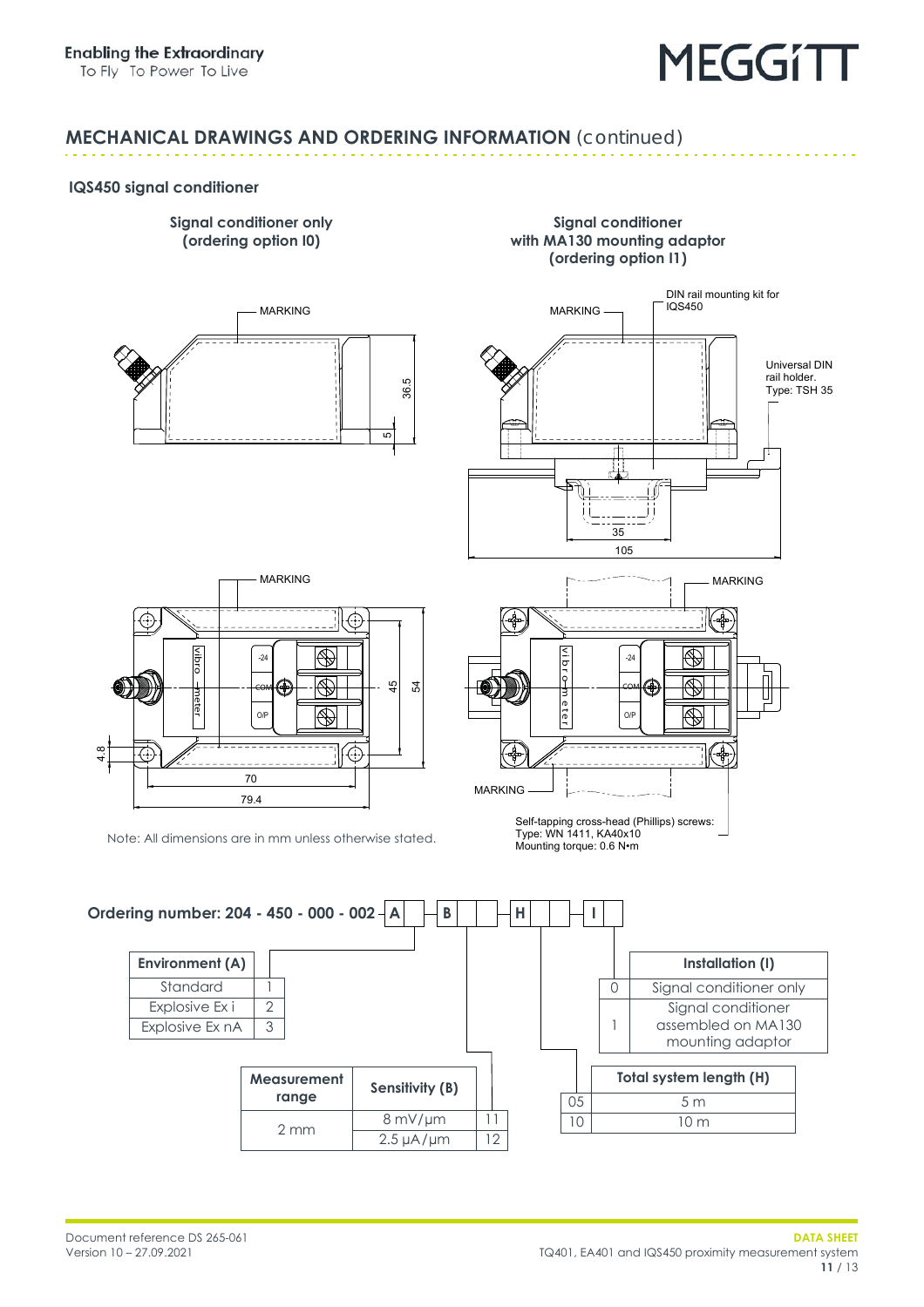## MECHANICAL DRAWINGS AND ORDERING INFORMATION (continued)

### IQS450 signal conditioner

**Signal conditioner only (ordering option I0)**

**Signal conditioner with MA130 mounting adaptor (ordering option I1)**

MARKING

DIN rail mounting kit for IQS450

Universal DIN rail holder. Type: TSH 35

36.5

5

35

105

45

54

4.8

70

79.4

Self-tapping cross-head (Phillips) screws: Type: WN 1411, KA40x10
Mounting torque: 0.6 N•m

Note: All dimensions are in mm unless otherwise stated.

**Ordering number: 204 - 450 - 000 - 002 - A - B B - H H - I**

| Environment (A) | |
|---|---|
| Standard | 1 |
| Explosive Ex i | 2 |
| Explosive Ex nA | 3 |

| Measurement range | Sensitivity (B) | |
|---|---|---|
| 2 mm | 8 mV/µm | 11 |
| | 2.5 µA/µm | 12 |

| | Total system length (H) |
|---|---|
| 05 | 5 m |
| 10 | 10 m |

| | Installation (I) |
|---|---|
| 0 | Signal conditioner only |
| 1 | Signal conditioner assembled on MA130 mounting adaptor |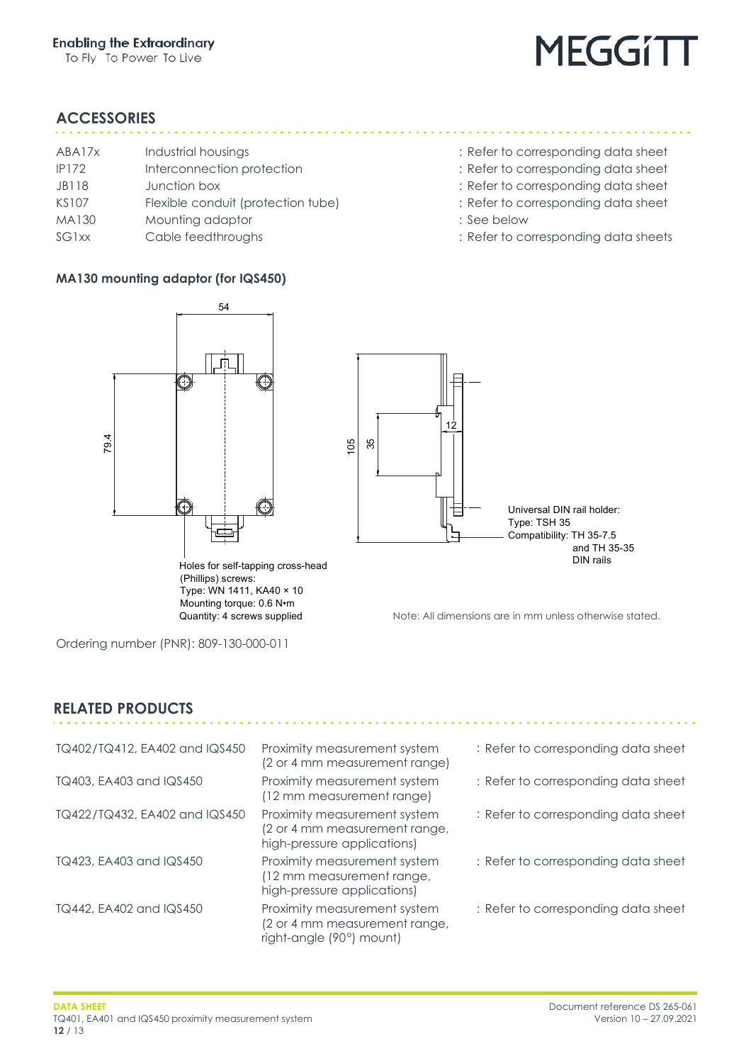## ACCESSORIES

| | | |
|---|---|---|
| ABA17x | Industrial housings | : Refer to corresponding data sheet |
| IP172 | Interconnection protection | : Refer to corresponding data sheet |
| JB118 | Junction box | : Refer to corresponding data sheet |
| KS107 | Flexible conduit (protection tube) | : Refer to corresponding data sheet |
| MA130 | Mounting adaptor | : See below |
| SG1xx | Cable feedthroughs | : Refer to corresponding data sheets |

### MA130 mounting adaptor (for IQS450)

54

79.4

105

35

12

Holes for self-tapping cross-head (Phillips) screws:
Type: WN 1411, KA40 × 10
Mounting torque: 0.6 N•m
Quantity: 4 screws supplied

Universal DIN rail holder:
Type: TSH 35
Compatibility: TH 35-7.5 and TH 35-35 DIN rails

Note: All dimensions are in mm unless otherwise stated.

Ordering number (PNR): 809-130-000-011

## RELATED PRODUCTS

| | | |
|---|---|---|
| TQ402/TQ412, EA402 and IQS450 | Proximity measurement system (2 or 4 mm measurement range) | : Refer to corresponding data sheet |
| TQ403, EA403 and IQS450 | Proximity measurement system (12 mm measurement range) | : Refer to corresponding data sheet |
| TQ422/TQ432, EA402 and IQS450 | Proximity measurement system (2 or 4 mm measurement range, high-pressure applications) | : Refer to corresponding data sheet |
| TQ423, EA403 and IQS450 | Proximity measurement system (12 mm measurement range, high-pressure applications) | : Refer to corresponding data sheet |
| TQ442, EA402 and IQS450 | Proximity measurement system (2 or 4 mm measurement range, right-angle (90°) mount) | : Refer to corresponding data sheet |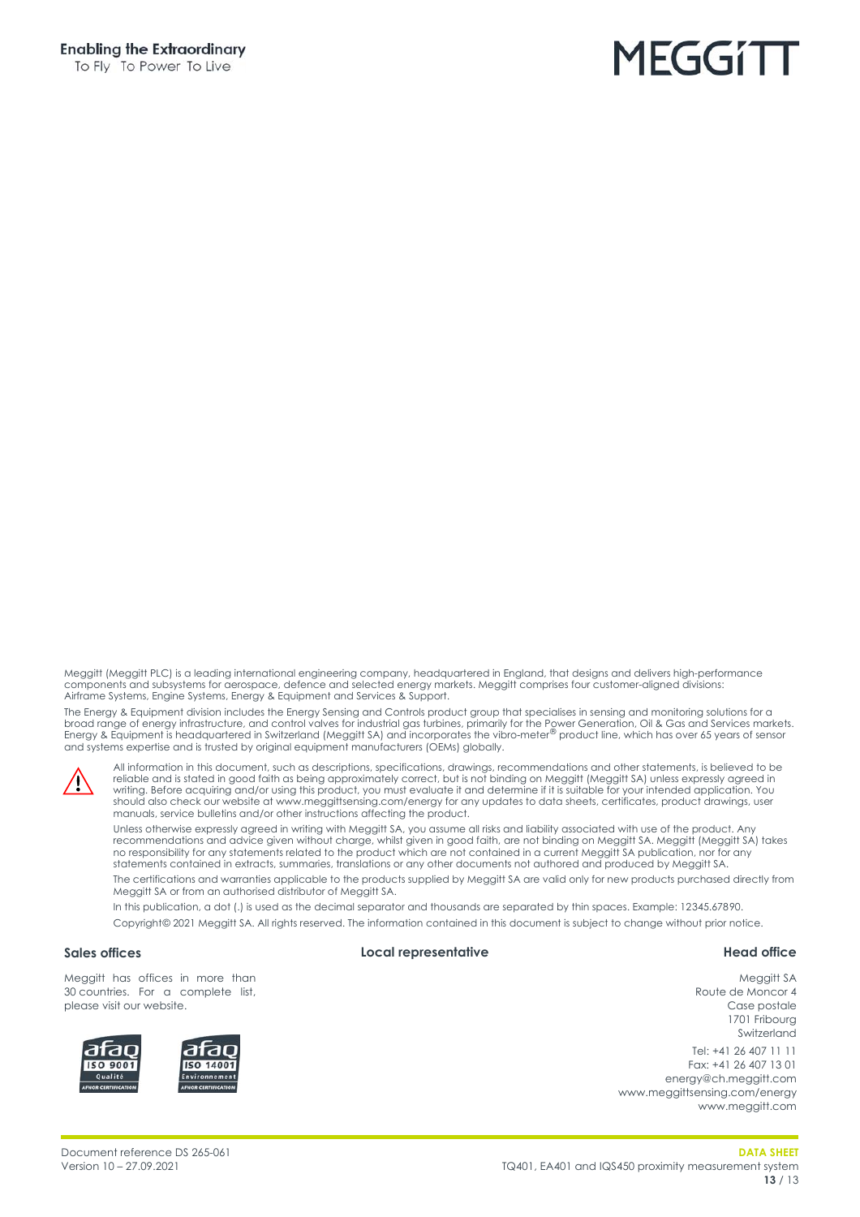Meggitt (Meggitt PLC) is a leading international engineering company, headquartered in England, that designs and delivers high-performance components and subsystems for aerospace, defence and selected energy markets. Meggitt comprises four customer-aligned divisions: Airframe Systems, Engine Systems, Energy & Equipment and Services & Support.

The Energy & Equipment division includes the Energy Sensing and Controls product group that specialises in sensing and monitoring solutions for a broad range of energy infrastructure, and control valves for industrial gas turbines, primarily for the Power Generation, Oil & Gas and Services markets. Energy & Equipment is headquartered in Switzerland (Meggitt SA) and incorporates the vibro-meter® product line, which has over 65 years of sensor and systems expertise and is trusted by original equipment manufacturers (OEMs) globally.

All information in this document, such as descriptions, specifications, drawings, recommendations and other statements, is believed to be reliable and is stated in good faith as being approximately correct, but is not binding on Meggitt (Meggitt SA) unless expressly agreed in writing. Before acquiring and/or using this product, you must evaluate it and determine if it is suitable for your intended application. You should also check our website at www.meggittsensing.com/energy for any updates to data sheets, certificates, product drawings, user manuals, service bulletins and/or other instructions affecting the product.

Unless otherwise expressly agreed in writing with Meggitt SA, you assume all risks and liability associated with use of the product. Any recommendations and advice given without charge, whilst given in good faith, are not binding on Meggitt SA. Meggitt (Meggitt SA) takes no responsibility for any statements related to the product which are not contained in a current Meggitt SA publication, nor for any statements contained in extracts, summaries, translations or any other documents not authored and produced by Meggitt SA.

The certifications and warranties applicable to the products supplied by Meggitt SA are valid only for new products purchased directly from Meggitt SA or from an authorised distributor of Meggitt SA.

In this publication, a dot (.) is used as the decimal separator and thousands are separated by thin spaces. Example: 12345.67890.

Copyright© 2021 Meggitt SA. All rights reserved. The information contained in this document is subject to change without prior notice.

**Sales offices**

Meggitt has offices in more than 30 countries. For a complete list, please visit our website.

**Local representative**

**Head office**

Meggitt SA
Route de Moncor 4
Case postale
1701 Fribourg
Switzerland

Tel: +41 26 407 11 11
Fax: +41 26 407 13 01
energy@ch.meggitt.com
www.meggittsensing.com/energy
www.meggitt.com

Document reference DS 265-061
Version 10 – 27.09.2021